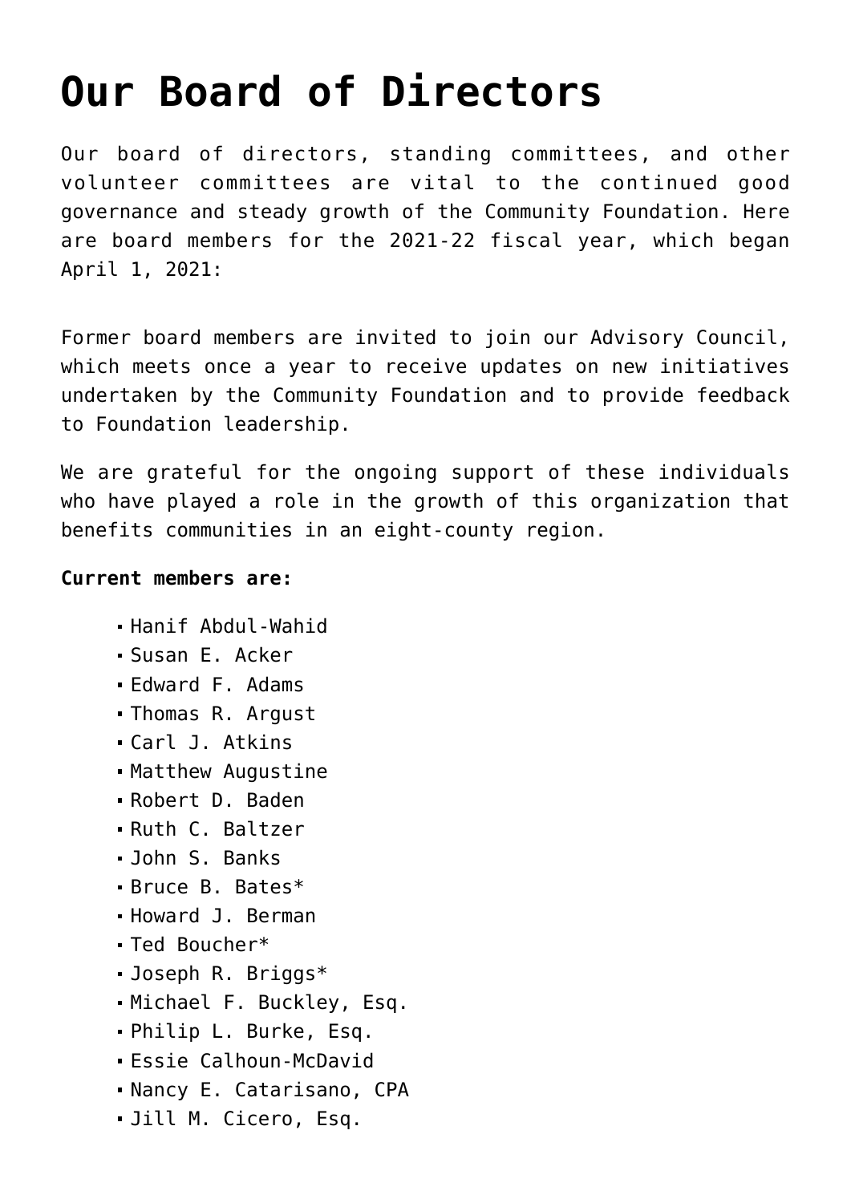# Our Board of Directors

Our board of directors, standing committees, and other volunteer committees are vital to the continued good governance and steady growth of the Community Foundation. Here are board members for the 2021-22 fiscal year, which began April 1, 2021:

Former board members are invited to join our Advisory Council, which meets once a year to receive updates on new initiatives undertaken by the Community Foundation and to provide feedback to Foundation leadership.

We are grateful for the ongoing support of these individuals who have played a role in the growth of this organization that benefits communities in an eight-county region.

**Current members are:**

- Hanif Abdul-Wahid
- Susan E. Acker
- Edward F. Adams
- Thomas R. Argust
- Carl J. Atkins
- Matthew Augustine
- Robert D. Baden
- Ruth C. Baltzer
- John S. Banks
- Bruce B. Bates*
- Howard J. Berman
- Ted Boucher*
- Joseph R. Briggs*
- Michael F. Buckley, Esq.
- Philip L. Burke, Esq.
- Essie Calhoun-McDavid
- Nancy E. Catarisano, CPA
- Jill M. Cicero, Esq.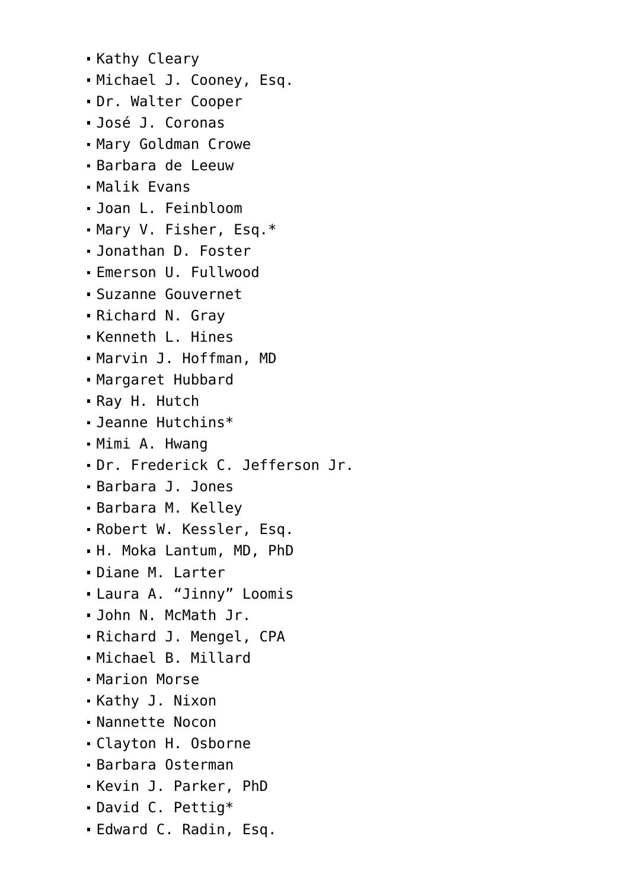- Kathy Cleary
- Michael J. Cooney, Esq.
- Dr. Walter Cooper
- José J. Coronas
- Mary Goldman Crowe
- Barbara de Leeuw
- Malik Evans
- Joan L. Feinbloom
- Mary V. Fisher, Esq.*
- Jonathan D. Foster
- Emerson U. Fullwood
- Suzanne Gouvernet
- Richard N. Gray
- Kenneth L. Hines
- Marvin J. Hoffman, MD
- Margaret Hubbard
- Ray H. Hutch
- Jeanne Hutchins*
- Mimi A. Hwang
- Dr. Frederick C. Jefferson Jr.
- Barbara J. Jones
- Barbara M. Kelley
- Robert W. Kessler, Esq.
- H. Moka Lantum, MD, PhD
- Diane M. Larter
- Laura A. “Jinny” Loomis
- John N. McMath Jr.
- Richard J. Mengel, CPA
- Michael B. Millard
- Marion Morse
- Kathy J. Nixon
- Nannette Nocon
- Clayton H. Osborne
- Barbara Osterman
- Kevin J. Parker, PhD
- David C. Pettig*
- Edward C. Radin, Esq.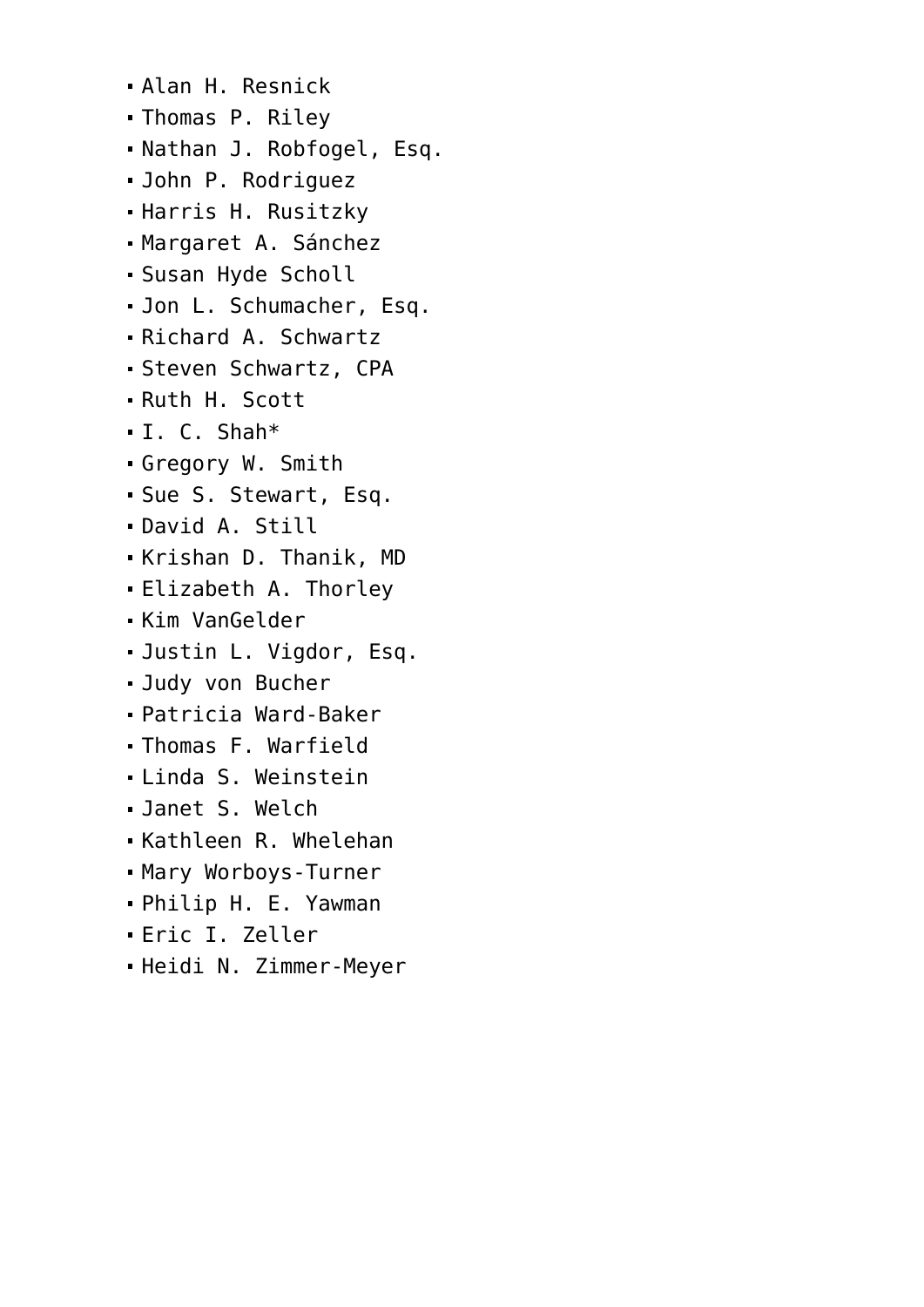- Alan H. Resnick
- Thomas P. Riley
- Nathan J. Robfogel, Esq.
- John P. Rodriguez
- Harris H. Rusitzky
- Margaret A. Sánchez
- Susan Hyde Scholl
- Jon L. Schumacher, Esq.
- Richard A. Schwartz
- Steven Schwartz, CPA
- Ruth H. Scott
- I. C. Shah*
- Gregory W. Smith
- Sue S. Stewart, Esq.
- David A. Still
- Krishan D. Thanik, MD
- Elizabeth A. Thorley
- Kim VanGelder
- Justin L. Vigdor, Esq.
- Judy von Bucher
- Patricia Ward-Baker
- Thomas F. Warfield
- Linda S. Weinstein
- Janet S. Welch
- Kathleen R. Whelehan
- Mary Worboys-Turner
- Philip H. E. Yawman
- Eric I. Zeller
- Heidi N. Zimmer-Meyer